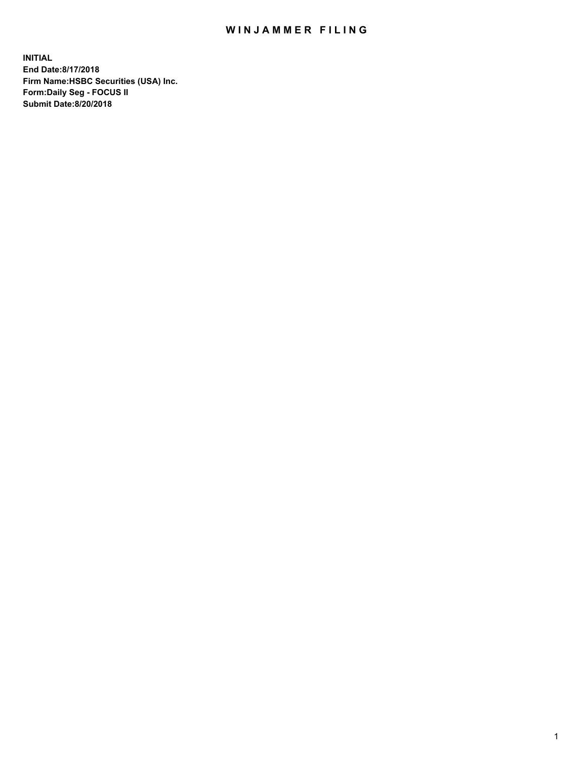# WINJAMMER FILING

**INITIAL**
**End Date:8/17/2018**
**Firm Name:HSBC Securities (USA) Inc.**
**Form:Daily Seg - FOCUS II**
**Submit Date:8/20/2018**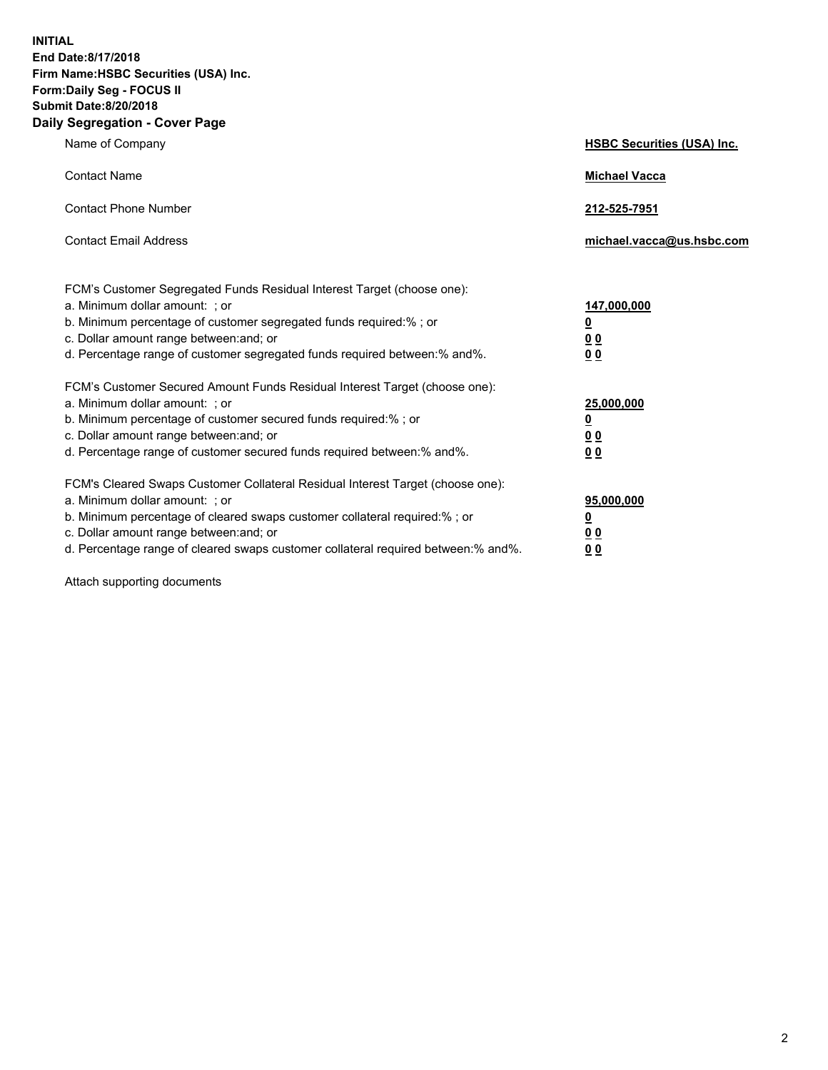**INITIAL**
**End Date:8/17/2018**
**Firm Name:HSBC Securities (USA) Inc.**
**Form:Daily Seg - FOCUS II**
**Submit Date:8/20/2018**

## Daily Segregation - Cover Page

| | |
|---|---|
| Name of Company | **HSBC Securities (USA) Inc.** |
| Contact Name | **Michael Vacca** |
| Contact Phone Number | **212-525-7951** |
| Contact Email Address | **michael.vacca@us.hsbc.com** |

| | |
|---|---|
| FCM's Customer Segregated Funds Residual Interest Target (choose one): | |
| a. Minimum dollar amount: ; or | **147,000,000** |
| b. Minimum percentage of customer segregated funds required:% ; or | **0** |
| c. Dollar amount range between:and; or | **0 0** |
| d. Percentage range of customer segregated funds required between:% and%. | **0 0** |
| FCM's Customer Secured Amount Funds Residual Interest Target (choose one): | |
| a. Minimum dollar amount: ; or | **25,000,000** |
| b. Minimum percentage of customer secured funds required:% ; or | **0** |
| c. Dollar amount range between:and; or | **0 0** |
| d. Percentage range of customer secured funds required between:% and%. | **0 0** |
| FCM's Cleared Swaps Customer Collateral Residual Interest Target (choose one): | |
| a. Minimum dollar amount: ; or | **95,000,000** |
| b. Minimum percentage of cleared swaps customer collateral required:% ; or | **0** |
| c. Dollar amount range between:and; or | **0 0** |
| d. Percentage range of cleared swaps customer collateral required between:% and%. | **0 0** |

Attach supporting documents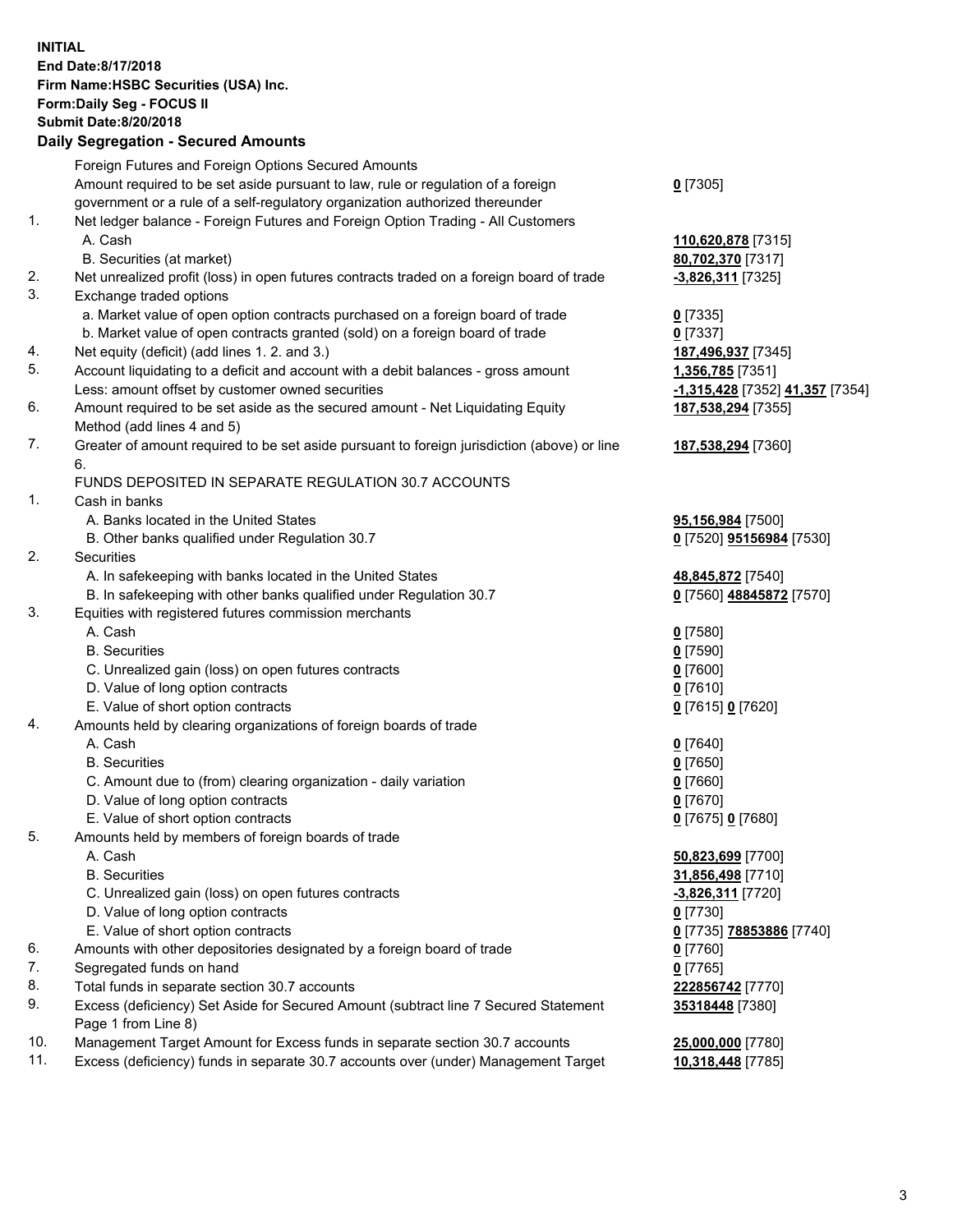**INITIAL**
**End Date:8/17/2018**
**Firm Name:HSBC Securities (USA) Inc.**
**Form:Daily Seg - FOCUS II**
**Submit Date:8/20/2018**

## Daily Segregation - Secured Amounts

| | | |
|---|---|---|
| | Foreign Futures and Foreign Options Secured Amounts | |
| | Amount required to be set aside pursuant to law, rule or regulation of a foreign government or a rule of a self-regulatory organization authorized thereunder | **0** [7305] |
| 1. | Net ledger balance - Foreign Futures and Foreign Option Trading - All Customers | |
| | A. Cash | **110,620,878** [7315] |
| | B. Securities (at market) | **80,702,370** [7317] |
| 2. | Net unrealized profit (loss) in open futures contracts traded on a foreign board of trade | **-3,826,311** [7325] |
| 3. | Exchange traded options | |
| | a. Market value of open option contracts purchased on a foreign board of trade | **0** [7335] |
| | b. Market value of open contracts granted (sold) on a foreign board of trade | **0** [7337] |
| 4. | Net equity (deficit) (add lines 1. 2. and 3.) | **187,496,937** [7345] |
| 5. | Account liquidating to a deficit and account with a debit balances - gross amount | **1,356,785** [7351] |
| | Less: amount offset by customer owned securities | **-1,315,428** [7352] **41,357** [7354] |
| 6. | Amount required to be set aside as the secured amount - Net Liquidating Equity Method (add lines 4 and 5) | **187,538,294** [7355] |
| 7. | Greater of amount required to be set aside pursuant to foreign jurisdiction (above) or line 6. | **187,538,294** [7360] |
| | FUNDS DEPOSITED IN SEPARATE REGULATION 30.7 ACCOUNTS | |
| 1. | Cash in banks | |
| | A. Banks located in the United States | **95,156,984** [7500] |
| | B. Other banks qualified under Regulation 30.7 | **0** [7520] **95156984** [7530] |
| 2. | Securities | |
| | A. In safekeeping with banks located in the United States | **48,845,872** [7540] |
| | B. In safekeeping with other banks qualified under Regulation 30.7 | **0** [7560] **48845872** [7570] |
| 3. | Equities with registered futures commission merchants | |
| | A. Cash | **0** [7580] |
| | B. Securities | **0** [7590] |
| | C. Unrealized gain (loss) on open futures contracts | **0** [7600] |
| | D. Value of long option contracts | **0** [7610] |
| | E. Value of short option contracts | **0** [7615] **0** [7620] |
| 4. | Amounts held by clearing organizations of foreign boards of trade | |
| | A. Cash | **0** [7640] |
| | B. Securities | **0** [7650] |
| | C. Amount due to (from) clearing organization - daily variation | **0** [7660] |
| | D. Value of long option contracts | **0** [7670] |
| | E. Value of short option contracts | **0** [7675] **0** [7680] |
| 5. | Amounts held by members of foreign boards of trade | |
| | A. Cash | **50,823,699** [7700] |
| | B. Securities | **31,856,498** [7710] |
| | C. Unrealized gain (loss) on open futures contracts | **-3,826,311** [7720] |
| | D. Value of long option contracts | **0** [7730] |
| | E. Value of short option contracts | **0** [7735] **78853886** [7740] |
| 6. | Amounts with other depositories designated by a foreign board of trade | **0** [7760] |
| 7. | Segregated funds on hand | **0** [7765] |
| 8. | Total funds in separate section 30.7 accounts | **222856742** [7770] |
| 9. | Excess (deficiency) Set Aside for Secured Amount (subtract line 7 Secured Statement Page 1 from Line 8) | **35318448** [7380] |
| 10. | Management Target Amount for Excess funds in separate section 30.7 accounts | **25,000,000** [7780] |
| 11. | Excess (deficiency) funds in separate 30.7 accounts over (under) Management Target | **10,318,448** [7785] |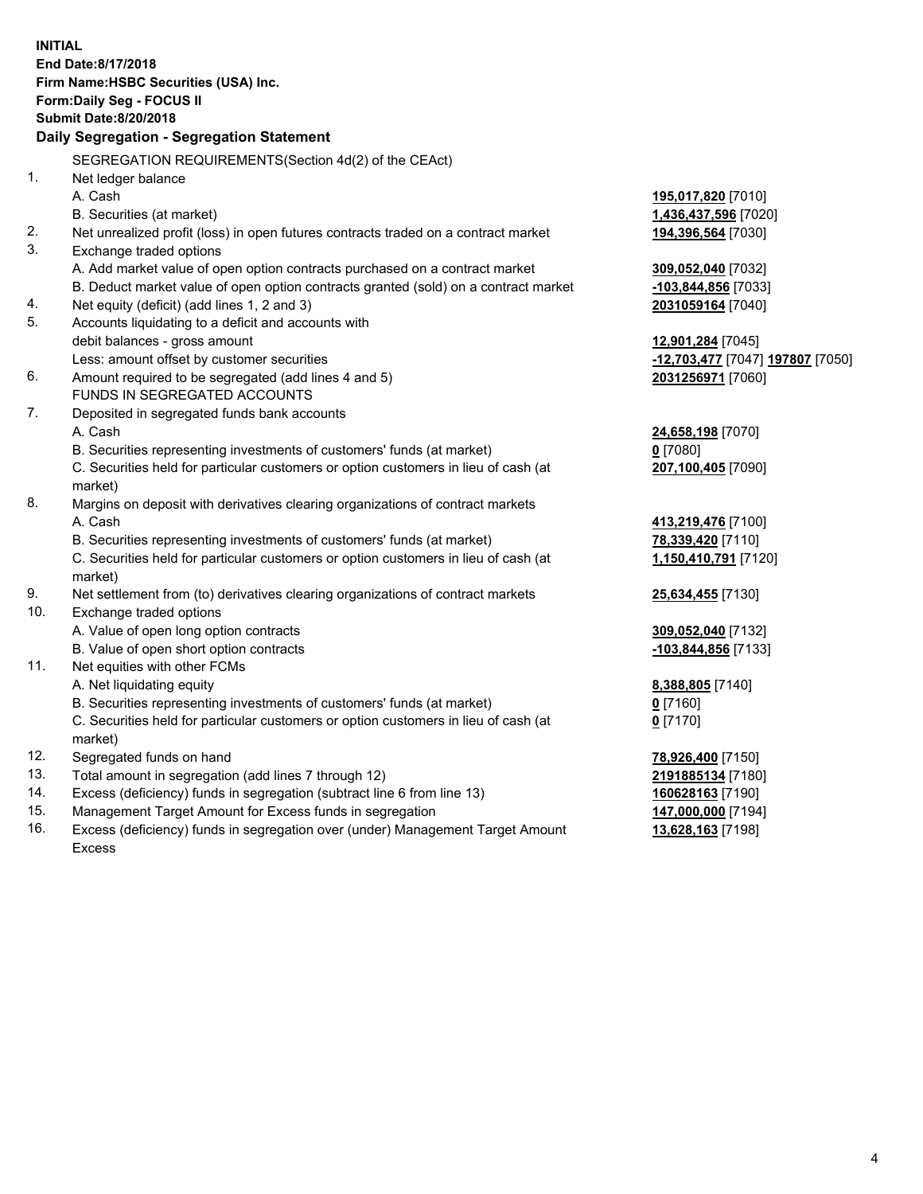**INITIAL**
**End Date:8/17/2018**
**Firm Name:HSBC Securities (USA) Inc.**
**Form:Daily Seg - FOCUS II**
**Submit Date:8/20/2018**

**Daily Segregation - Segregation Statement**

| | | |
|---|---|---|
| | SEGREGATION REQUIREMENTS(Section 4d(2) of the CEAct) | |
| 1. | Net ledger balance | |
| | A. Cash | **195,017,820** [7010] |
| | B. Securities (at market) | **1,436,437,596** [7020] |
| 2. | Net unrealized profit (loss) in open futures contracts traded on a contract market | **194,396,564** [7030] |
| 3. | Exchange traded options | |
| | A. Add market value of open option contracts purchased on a contract market | **309,052,040** [7032] |
| | B. Deduct market value of open option contracts granted (sold) on a contract market | **-103,844,856** [7033] |
| 4. | Net equity (deficit) (add lines 1, 2 and 3) | **2031059164** [7040] |
| 5. | Accounts liquidating to a deficit and accounts with | |
| | debit balances - gross amount | **12,901,284** [7045] |
| | Less: amount offset by customer securities | **-12,703,477** [7047] **197807** [7050] |
| 6. | Amount required to be segregated (add lines 4 and 5) | **2031256971** [7060] |
| | FUNDS IN SEGREGATED ACCOUNTS | |
| 7. | Deposited in segregated funds bank accounts | |
| | A. Cash | **24,658,198** [7070] |
| | B. Securities representing investments of customers' funds (at market) | **0** [7080] |
| | C. Securities held for particular customers or option customers in lieu of cash (at market) | **207,100,405** [7090] |
| 8. | Margins on deposit with derivatives clearing organizations of contract markets | |
| | A. Cash | **413,219,476** [7100] |
| | B. Securities representing investments of customers' funds (at market) | **78,339,420** [7110] |
| | C. Securities held for particular customers or option customers in lieu of cash (at market) | **1,150,410,791** [7120] |
| 9. | Net settlement from (to) derivatives clearing organizations of contract markets | **25,634,455** [7130] |
| 10. | Exchange traded options | |
| | A. Value of open long option contracts | **309,052,040** [7132] |
| | B. Value of open short option contracts | **-103,844,856** [7133] |
| 11. | Net equities with other FCMs | |
| | A. Net liquidating equity | **8,388,805** [7140] |
| | B. Securities representing investments of customers' funds (at market) | **0** [7160] |
| | C. Securities held for particular customers or option customers in lieu of cash (at market) | **0** [7170] |
| 12. | Segregated funds on hand | **78,926,400** [7150] |
| 13. | Total amount in segregation (add lines 7 through 12) | **2191885134** [7180] |
| 14. | Excess (deficiency) funds in segregation (subtract line 6 from line 13) | **160628163** [7190] |
| 15. | Management Target Amount for Excess funds in segregation | **147,000,000** [7194] |
| 16. | Excess (deficiency) funds in segregation over (under) Management Target Amount Excess | **13,628,163** [7198] |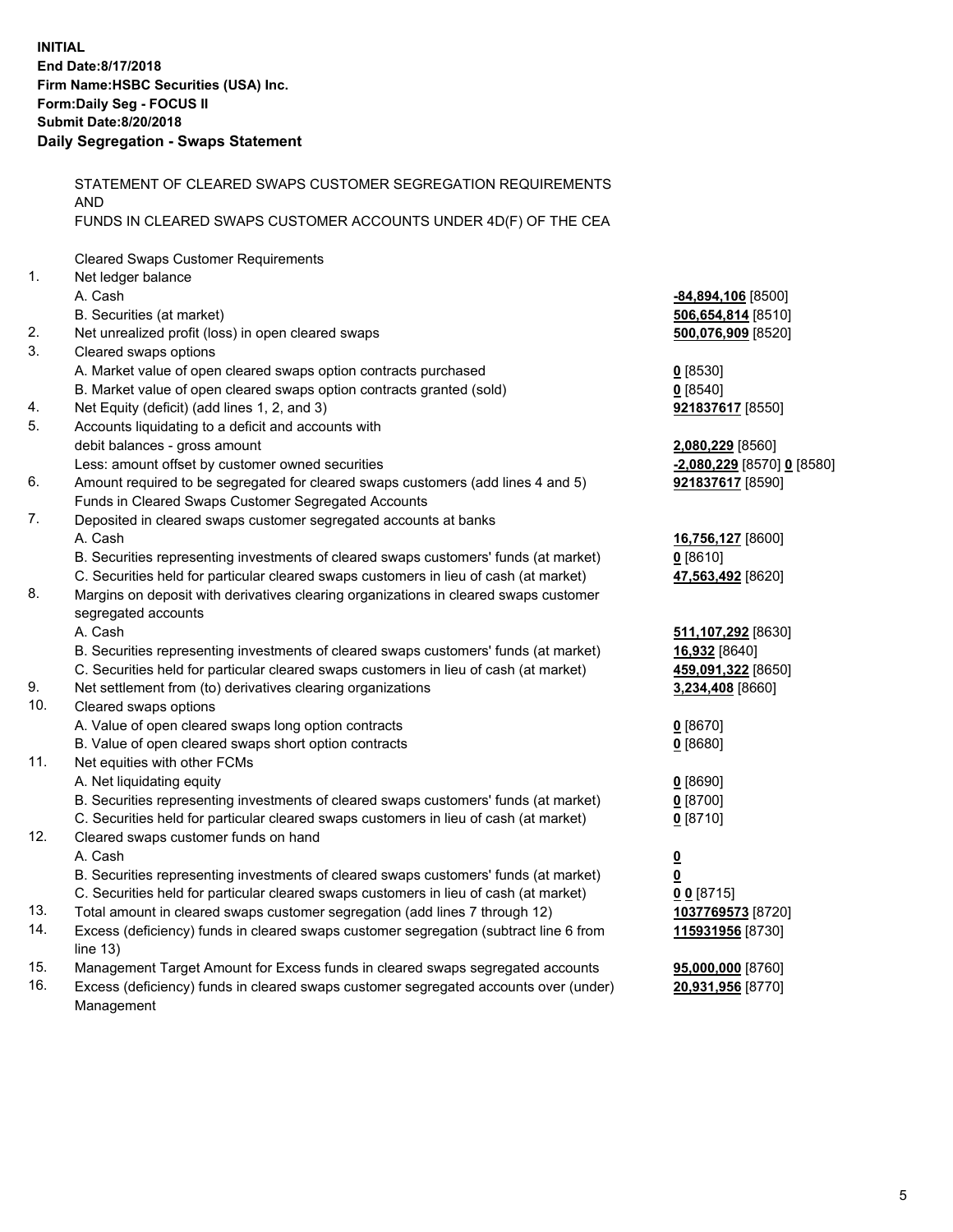**INITIAL**
**End Date:8/17/2018**
**Firm Name:HSBC Securities (USA) Inc.**
**Form:Daily Seg - FOCUS II**
**Submit Date:8/20/2018**
**Daily Segregation - Swaps Statement**

STATEMENT OF CLEARED SWAPS CUSTOMER SEGREGATION REQUIREMENTS AND FUNDS IN CLEARED SWAPS CUSTOMER ACCOUNTS UNDER 4D(F) OF THE CEA

| | | |
|---|---|---|
| | Cleared Swaps Customer Requirements | |
| 1. | Net ledger balance | |
| | A. Cash | **-84,894,106** [8500] |
| | B. Securities (at market) | **506,654,814** [8510] |
| 2. | Net unrealized profit (loss) in open cleared swaps | **500,076,909** [8520] |
| 3. | Cleared swaps options | |
| | A. Market value of open cleared swaps option contracts purchased | **0** [8530] |
| | B. Market value of open cleared swaps option contracts granted (sold) | **0** [8540] |
| 4. | Net Equity (deficit) (add lines 1, 2, and 3) | **921837617** [8550] |
| 5. | Accounts liquidating to a deficit and accounts with debit balances - gross amount | **2,080,229** [8560] |
| | Less: amount offset by customer owned securities | **-2,080,229** [8570] **0** [8580] |
| 6. | Amount required to be segregated for cleared swaps customers (add lines 4 and 5) | **921837617** [8590] |
| | Funds in Cleared Swaps Customer Segregated Accounts | |
| 7. | Deposited in cleared swaps customer segregated accounts at banks | |
| | A. Cash | **16,756,127** [8600] |
| | B. Securities representing investments of cleared swaps customers' funds (at market) | **0** [8610] |
| | C. Securities held for particular cleared swaps customers in lieu of cash (at market) | **47,563,492** [8620] |
| 8. | Margins on deposit with derivatives clearing organizations in cleared swaps customer segregated accounts | |
| | A. Cash | **511,107,292** [8630] |
| | B. Securities representing investments of cleared swaps customers' funds (at market) | **16,932** [8640] |
| | C. Securities held for particular cleared swaps customers in lieu of cash (at market) | **459,091,322** [8650] |
| 9. | Net settlement from (to) derivatives clearing organizations | **3,234,408** [8660] |
| 10. | Cleared swaps options | |
| | A. Value of open cleared swaps long option contracts | **0** [8670] |
| | B. Value of open cleared swaps short option contracts | **0** [8680] |
| 11. | Net equities with other FCMs | |
| | A. Net liquidating equity | **0** [8690] |
| | B. Securities representing investments of cleared swaps customers' funds (at market) | **0** [8700] |
| | C. Securities held for particular cleared swaps customers in lieu of cash (at market) | **0** [8710] |
| 12. | Cleared swaps customer funds on hand | |
| | A. Cash | **0** |
| | B. Securities representing investments of cleared swaps customers' funds (at market) | **0** |
| | C. Securities held for particular cleared swaps customers in lieu of cash (at market) | **0** **0** [8715] |
| 13. | Total amount in cleared swaps customer segregation (add lines 7 through 12) | **1037769573** [8720] |
| 14. | Excess (deficiency) funds in cleared swaps customer segregation (subtract line 6 from line 13) | **115931956** [8730] |
| 15. | Management Target Amount for Excess funds in cleared swaps segregated accounts | **95,000,000** [8760] |
| 16. | Excess (deficiency) funds in cleared swaps customer segregated accounts over (under) Management | **20,931,956** [8770] |